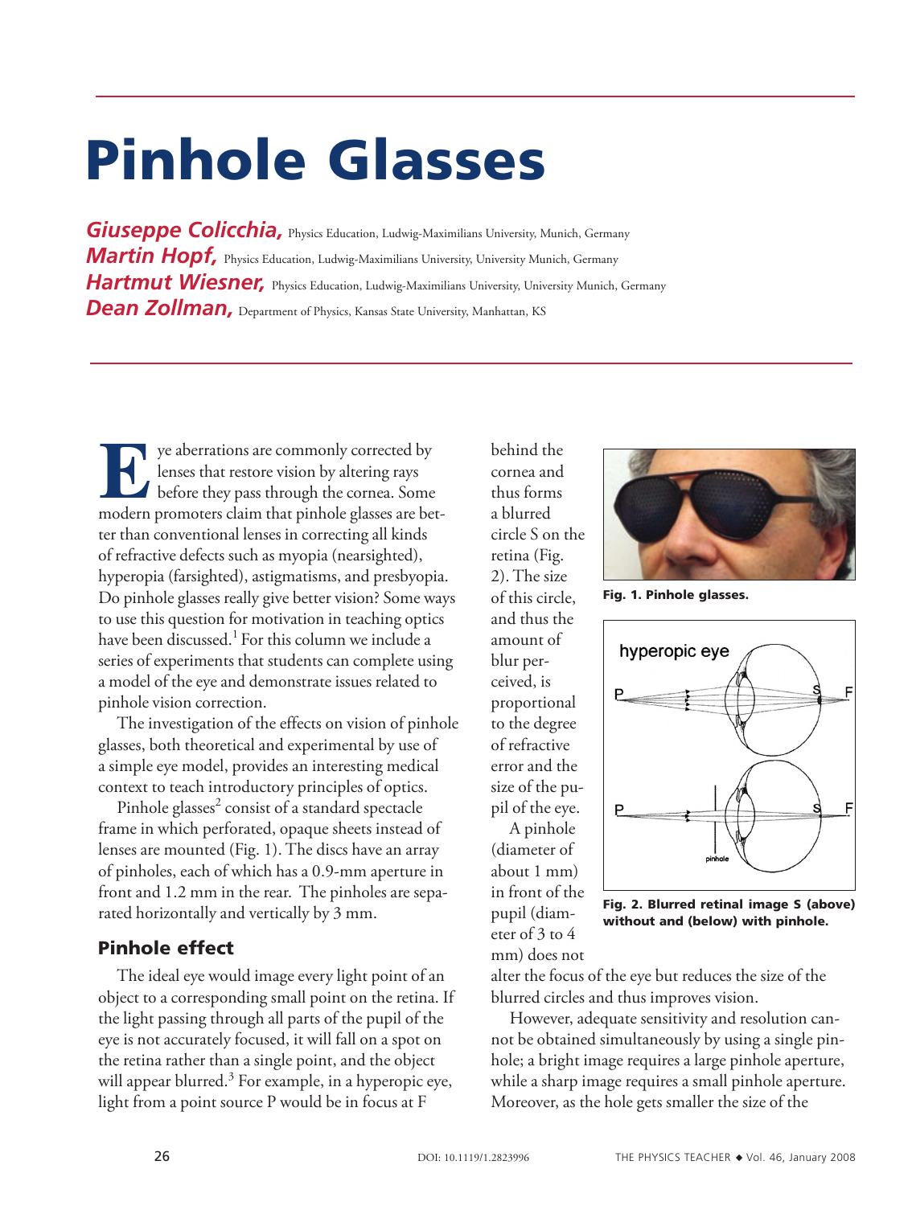# Pinhole Glasses

***Giuseppe Colicchia,*** Physics Education, Ludwig-Maximilians University, Munich, Germany
***Martin Hopf,*** Physics Education, Ludwig-Maximilians University, University Munich, Germany
***Hartmut Wiesner,*** Physics Education, Ludwig-Maximilians University, University Munich, Germany
***Dean Zollman,*** Department of Physics, Kansas State University, Manhattan, KS

Eye aberrations are commonly corrected by lenses that restore vision by altering rays before they pass through the cornea. Some modern promoters claim that pinhole glasses are better than conventional lenses in correcting all kinds of refractive defects such as myopia (nearsighted), hyperopia (farsighted), astigmatisms, and presbyopia. Do pinhole glasses really give better vision? Some ways to use this question for motivation in teaching optics have been discussed.[1] For this column we include a series of experiments that students can complete using a model of the eye and demonstrate issues related to pinhole vision correction.

The investigation of the effects on vision of pinhole glasses, both theoretical and experimental by use of a simple eye model, provides an interesting medical context to teach introductory principles of optics.

Pinhole glasses[2] consist of a standard spectacle frame in which perforated, opaque sheets instead of lenses are mounted (Fig. 1). The discs have an array of pinholes, each of which has a 0.9-mm aperture in front and 1.2 mm in the rear. The pinholes are separated horizontally and vertically by 3 mm.

## Pinhole effect

The ideal eye would image every light point of an object to a corresponding small point on the retina. If the light passing through all parts of the pupil of the eye is not accurately focused, it will fall on a spot on the retina rather than a single point, and the object will appear blurred.[3] For example, in a hyperopic eye, light from a point source P would be in focus at F behind the cornea and thus forms a blurred circle S on the retina (Fig. 2). The size of this circle, and thus the amount of blur perceived, is proportional to the degree of refractive error and the size of the pupil of the eye.

**Fig. 1. Pinhole glasses.**

**Fig. 2. Blurred retinal image S (above) without and (below) with pinhole.**

A pinhole (diameter of about 1 mm) in front of the pupil (diameter of 3 to 4 mm) does not alter the focus of the eye but reduces the size of the blurred circles and thus improves vision.

However, adequate sensitivity and resolution cannot be obtained simultaneously by using a single pinhole; a bright image requires a large pinhole aperture, while a sharp image requires a small pinhole aperture. Moreover, as the hole gets smaller the size of the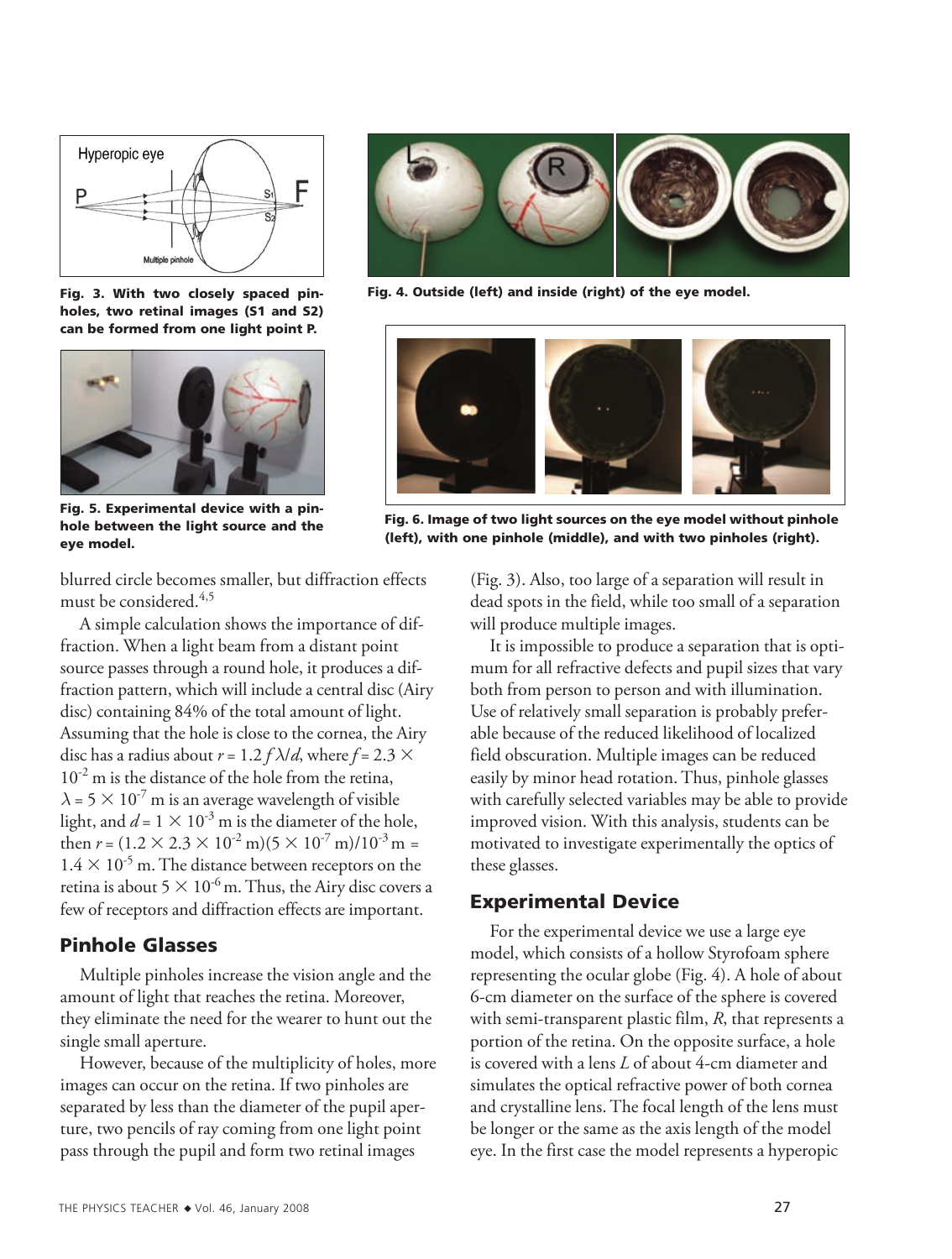Fig. 3. With two closely spaced pinholes, two retinal images (S1 and S2) can be formed from one light point P.

Fig. 4. Outside (left) and inside (right) of the eye model.

Fig. 5. Experimental device with a pinhole between the light source and the eye model.

Fig. 6. Image of two light sources on the eye model without pinhole (left), with one pinhole (middle), and with two pinholes (right).

blurred circle becomes smaller, but diffraction effects must be considered.[4,5]

A simple calculation shows the importance of diffraction. When a light beam from a distant point source passes through a round hole, it produces a diffraction pattern, which will include a central disc (Airy disc) containing 84% of the total amount of light. Assuming that the hole is close to the cornea, the Airy disc has a radius about $r = 1.2\,f\,\lambda/d$, where $f = 2.3 \times 10^{-2}$ m is the distance of the hole from the retina, $\lambda = 5 \times 10^{-7}$ m is an average wavelength of visible light, and $d = 1 \times 10^{-3}$ m is the diameter of the hole, then $r = (1.2 \times 2.3 \times 10^{-2}\text{ m})(5 \times 10^{-7}\text{ m})/10^{-3}\text{ m} = 1.4 \times 10^{-5}$ m. The distance between receptors on the retina is about $5 \times 10^{-6}$ m. Thus, the Airy disc covers a few of receptors and diffraction effects are important.

## Pinhole Glasses

Multiple pinholes increase the vision angle and the amount of light that reaches the retina. Moreover, they eliminate the need for the wearer to hunt out the single small aperture.

However, because of the multiplicity of holes, more images can occur on the retina. If two pinholes are separated by less than the diameter of the pupil aperture, two pencils of ray coming from one light point pass through the pupil and form two retinal images (Fig. 3). Also, too large of a separation will result in dead spots in the field, while too small of a separation will produce multiple images.

It is impossible to produce a separation that is optimum for all refractive defects and pupil sizes that vary both from person to person and with illumination. Use of relatively small separation is probably preferable because of the reduced likelihood of localized field obscuration. Multiple images can be reduced easily by minor head rotation. Thus, pinhole glasses with carefully selected variables may be able to provide improved vision. With this analysis, students can be motivated to investigate experimentally the optics of these glasses.

## Experimental Device

For the experimental device we use a large eye model, which consists of a hollow Styrofoam sphere representing the ocular globe (Fig. 4). A hole of about 6-cm diameter on the surface of the sphere is covered with semi-transparent plastic film, *R*, that represents a portion of the retina. On the opposite surface, a hole is covered with a lens *L* of about 4-cm diameter and simulates the optical refractive power of both cornea and crystalline lens. The focal length of the lens must be longer or the same as the axis length of the model eye. In the first case the model represents a hyperopic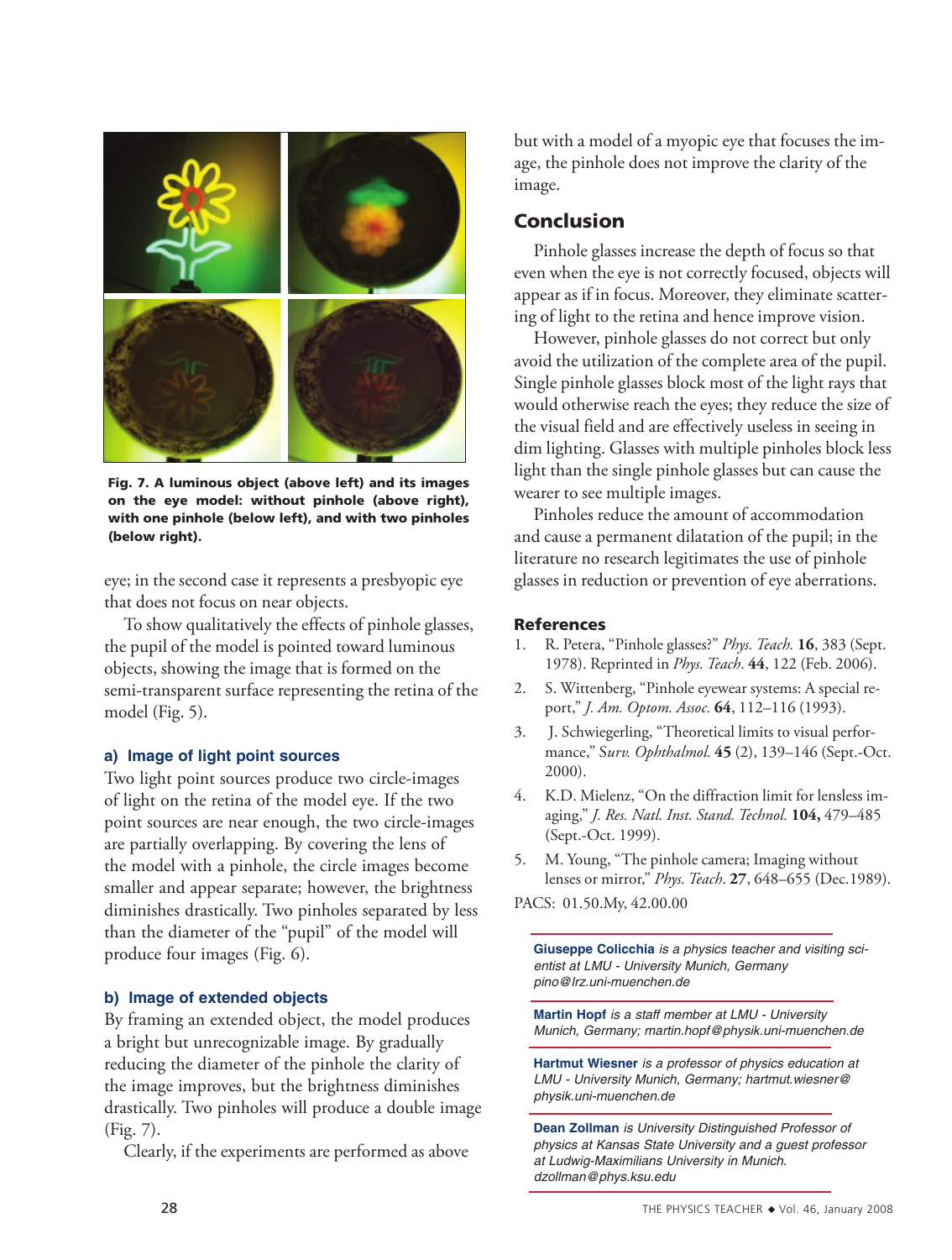Fig. 7. A luminous object (above left) and its images on the eye model: without pinhole (above right), with one pinhole (below left), and with two pinholes (below right).

eye; in the second case it represents a presbyopic eye that does not focus on near objects.

To show qualitatively the effects of pinhole glasses, the pupil of the model is pointed toward luminous objects, showing the image that is formed on the semi-transparent surface representing the retina of the model (Fig. 5).

### a) Image of light point sources

Two light point sources produce two circle-images of light on the retina of the model eye. If the two point sources are near enough, the two circle-images are partially overlapping. By covering the lens of the model with a pinhole, the circle images become smaller and appear separate; however, the brightness diminishes drastically. Two pinholes separated by less than the diameter of the "pupil" of the model will produce four images (Fig. 6).

### b) Image of extended objects

By framing an extended object, the model produces a bright but unrecognizable image. By gradually reducing the diameter of the pinhole the clarity of the image improves, but the brightness diminishes drastically. Two pinholes will produce a double image (Fig. 7).

Clearly, if the experiments are performed as above but with a model of a myopic eye that focuses the image, the pinhole does not improve the clarity of the image.

## Conclusion

Pinhole glasses increase the depth of focus so that even when the eye is not correctly focused, objects will appear as if in focus. Moreover, they eliminate scattering of light to the retina and hence improve vision.

However, pinhole glasses do not correct but only avoid the utilization of the complete area of the pupil. Single pinhole glasses block most of the light rays that would otherwise reach the eyes; they reduce the size of the visual field and are effectively useless in seeing in dim lighting. Glasses with multiple pinholes block less light than the single pinhole glasses but can cause the wearer to see multiple images.

Pinholes reduce the amount of accommodation and cause a permanent dilatation of the pupil; in the literature no research legitimates the use of pinhole glasses in reduction or prevention of eye aberrations.

### References

1. R. Petera, "Pinhole glasses?" *Phys. Teach.* **16**, 383 (Sept. 1978). Reprinted in *Phys. Teach*. **44**, 122 (Feb. 2006).
2. S. Wittenberg, "Pinhole eyewear systems: A special report," *J. Am. Optom. Assoc.* **64**, 112–116 (1993).
3. J. Schwiegerling, "Theoretical limits to visual performance," *Surv. Ophthalmol.* **45** (2), 139–146 (Sept.-Oct. 2000).
4. K.D. Mielenz, "On the diffraction limit for lensless imaging," *J. Res. Natl. Inst. Stand. Technol.* **104,** 479–485 (Sept.-Oct. 1999).
5. M. Young, "The pinhole camera; Imaging without lenses or mirror," *Phys. Teach*. **27**, 648–655 (Dec.1989).

PACS: 01.50.My, 42.00.00

**Giuseppe Colicchia** *is a physics teacher and visiting scientist at LMU - University Munich, Germany pino@lrz.uni-muenchen.de*

**Martin Hopf** *is a staff member at LMU - University Munich, Germany; martin.hopf@physik.uni-muenchen.de*

**Hartmut Wiesner** *is a professor of physics education at LMU - University Munich, Germany; hartmut.wiesner@physik.uni-muenchen.de*

**Dean Zollman** *is University Distinguished Professor of physics at Kansas State University and a guest professor at Ludwig-Maximilians University in Munich. dzollman@phys.ksu.edu*